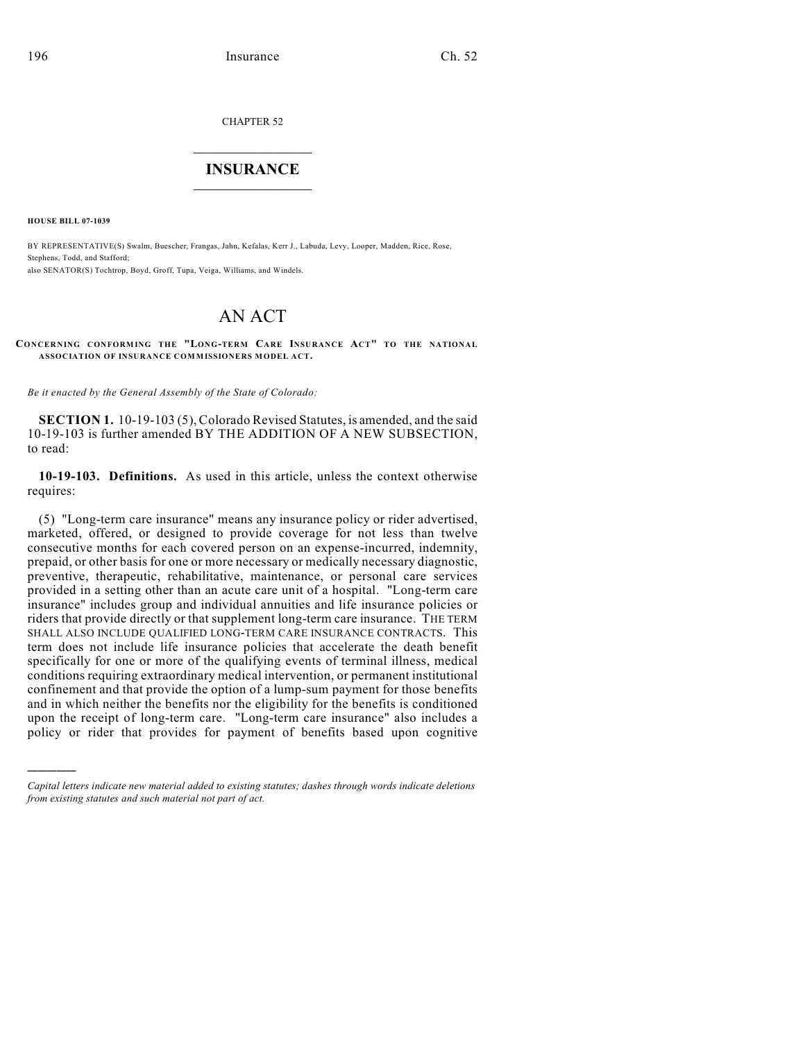CHAPTER 52

# INSURANCE

**HOUSE BILL 07-1039**

BY REPRESENTATIVE(S) Swalm, Buescher, Frangas, Jahn, Kefalas, Kerr J., Labuda, Levy, Looper, Madden, Rice, Rose, Stephens, Todd, and Stafford;
also SENATOR(S) Tochtrop, Boyd, Groff, Tupa, Veiga, Williams, and Windels.

# AN ACT

**CONCERNING CONFORMING THE "LONG-TERM CARE INSURANCE ACT" TO THE NATIONAL ASSOCIATION OF INSURANCE COMMISSIONERS MODEL ACT.**

*Be it enacted by the General Assembly of the State of Colorado:*

**SECTION 1.** 10-19-103 (5), Colorado Revised Statutes, is amended, and the said 10-19-103 is further amended BY THE ADDITION OF A NEW SUBSECTION, to read:

**10-19-103. Definitions.** As used in this article, unless the context otherwise requires:

(5) "Long-term care insurance" means any insurance policy or rider advertised, marketed, offered, or designed to provide coverage for not less than twelve consecutive months for each covered person on an expense-incurred, indemnity, prepaid, or other basis for one or more necessary or medically necessary diagnostic, preventive, therapeutic, rehabilitative, maintenance, or personal care services provided in a setting other than an acute care unit of a hospital. "Long-term care insurance" includes group and individual annuities and life insurance policies or riders that provide directly or that supplement long-term care insurance. THE TERM SHALL ALSO INCLUDE QUALIFIED LONG-TERM CARE INSURANCE CONTRACTS. This term does not include life insurance policies that accelerate the death benefit specifically for one or more of the qualifying events of terminal illness, medical conditions requiring extraordinary medical intervention, or permanent institutional confinement and that provide the option of a lump-sum payment for those benefits and in which neither the benefits nor the eligibility for the benefits is conditioned upon the receipt of long-term care. "Long-term care insurance" also includes a policy or rider that provides for payment of benefits based upon cognitive

---

*Capital letters indicate new material added to existing statutes; dashes through words indicate deletions from existing statutes and such material not part of act.*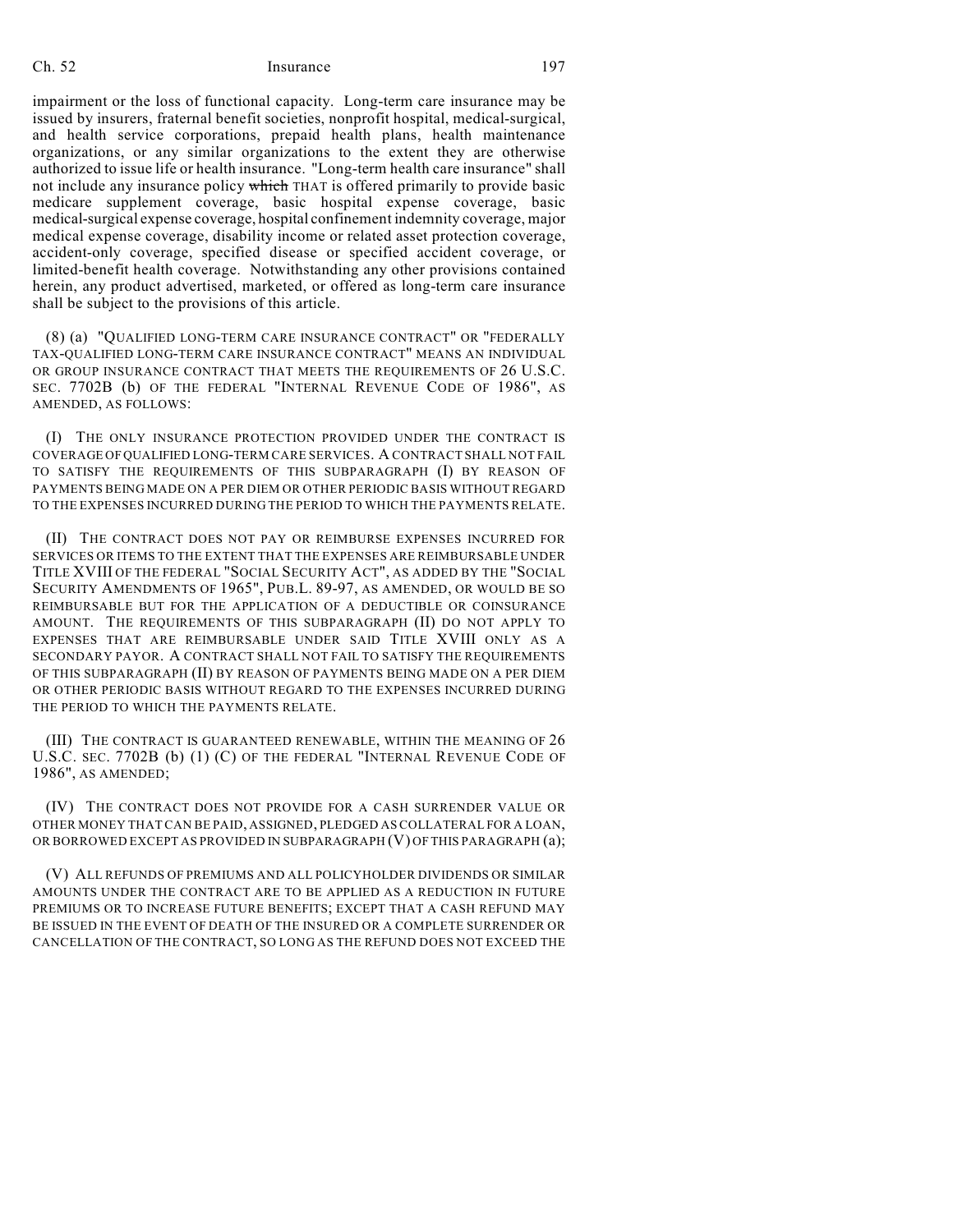impairment or the loss of functional capacity. Long-term care insurance may be issued by insurers, fraternal benefit societies, nonprofit hospital, medical-surgical, and health service corporations, prepaid health plans, health maintenance organizations, or any similar organizations to the extent they are otherwise authorized to issue life or health insurance. "Long-term health care insurance" shall not include any insurance policy ~~which~~ THAT is offered primarily to provide basic medicare supplement coverage, basic hospital expense coverage, basic medical-surgical expense coverage, hospital confinement indemnity coverage, major medical expense coverage, disability income or related asset protection coverage, accident-only coverage, specified disease or specified accident coverage, or limited-benefit health coverage. Notwithstanding any other provisions contained herein, any product advertised, marketed, or offered as long-term care insurance shall be subject to the provisions of this article.

(8) (a) "QUALIFIED LONG-TERM CARE INSURANCE CONTRACT" OR "FEDERALLY TAX-QUALIFIED LONG-TERM CARE INSURANCE CONTRACT" MEANS AN INDIVIDUAL OR GROUP INSURANCE CONTRACT THAT MEETS THE REQUIREMENTS OF 26 U.S.C. SEC. 7702B (b) OF THE FEDERAL "INTERNAL REVENUE CODE OF 1986", AS AMENDED, AS FOLLOWS:

(I) THE ONLY INSURANCE PROTECTION PROVIDED UNDER THE CONTRACT IS COVERAGE OF QUALIFIED LONG-TERM CARE SERVICES. A CONTRACT SHALL NOT FAIL TO SATISFY THE REQUIREMENTS OF THIS SUBPARAGRAPH (I) BY REASON OF PAYMENTS BEING MADE ON A PER DIEM OR OTHER PERIODIC BASIS WITHOUT REGARD TO THE EXPENSES INCURRED DURING THE PERIOD TO WHICH THE PAYMENTS RELATE.

(II) THE CONTRACT DOES NOT PAY OR REIMBURSE EXPENSES INCURRED FOR SERVICES OR ITEMS TO THE EXTENT THAT THE EXPENSES ARE REIMBURSABLE UNDER TITLE XVIII OF THE FEDERAL "SOCIAL SECURITY ACT", AS ADDED BY THE "SOCIAL SECURITY AMENDMENTS OF 1965", PUB.L. 89-97, AS AMENDED, OR WOULD BE SO REIMBURSABLE BUT FOR THE APPLICATION OF A DEDUCTIBLE OR COINSURANCE AMOUNT. THE REQUIREMENTS OF THIS SUBPARAGRAPH (II) DO NOT APPLY TO EXPENSES THAT ARE REIMBURSABLE UNDER SAID TITLE XVIII ONLY AS A SECONDARY PAYOR. A CONTRACT SHALL NOT FAIL TO SATISFY THE REQUIREMENTS OF THIS SUBPARAGRAPH (II) BY REASON OF PAYMENTS BEING MADE ON A PER DIEM OR OTHER PERIODIC BASIS WITHOUT REGARD TO THE EXPENSES INCURRED DURING THE PERIOD TO WHICH THE PAYMENTS RELATE.

(III) THE CONTRACT IS GUARANTEED RENEWABLE, WITHIN THE MEANING OF 26 U.S.C. SEC. 7702B (b) (1) (C) OF THE FEDERAL "INTERNAL REVENUE CODE OF 1986", AS AMENDED;

(IV) THE CONTRACT DOES NOT PROVIDE FOR A CASH SURRENDER VALUE OR OTHER MONEY THAT CAN BE PAID, ASSIGNED, PLEDGED AS COLLATERAL FOR A LOAN, OR BORROWED EXCEPT AS PROVIDED IN SUBPARAGRAPH (V) OF THIS PARAGRAPH (a);

(V) ALL REFUNDS OF PREMIUMS AND ALL POLICYHOLDER DIVIDENDS OR SIMILAR AMOUNTS UNDER THE CONTRACT ARE TO BE APPLIED AS A REDUCTION IN FUTURE PREMIUMS OR TO INCREASE FUTURE BENEFITS; EXCEPT THAT A CASH REFUND MAY BE ISSUED IN THE EVENT OF DEATH OF THE INSURED OR A COMPLETE SURRENDER OR CANCELLATION OF THE CONTRACT, SO LONG AS THE REFUND DOES NOT EXCEED THE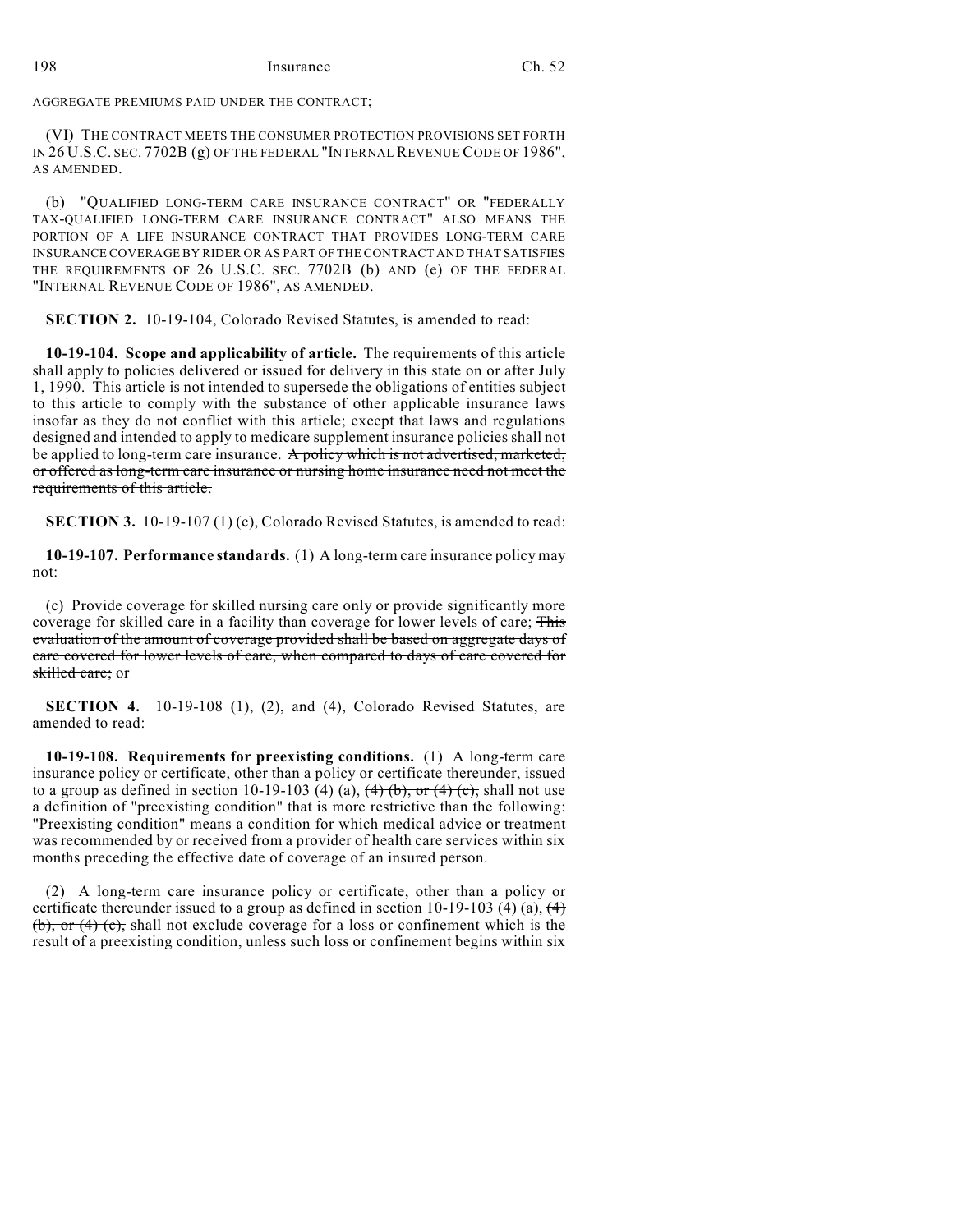AGGREGATE PREMIUMS PAID UNDER THE CONTRACT;

(VI) THE CONTRACT MEETS THE CONSUMER PROTECTION PROVISIONS SET FORTH IN 26 U.S.C. SEC. 7702B (g) OF THE FEDERAL "INTERNAL REVENUE CODE OF 1986", AS AMENDED.

(b) "QUALIFIED LONG-TERM CARE INSURANCE CONTRACT" OR "FEDERALLY TAX-QUALIFIED LONG-TERM CARE INSURANCE CONTRACT" ALSO MEANS THE PORTION OF A LIFE INSURANCE CONTRACT THAT PROVIDES LONG-TERM CARE INSURANCE COVERAGE BY RIDER OR AS PART OF THE CONTRACT AND THAT SATISFIES THE REQUIREMENTS OF 26 U.S.C. SEC. 7702B (b) AND (e) OF THE FEDERAL "INTERNAL REVENUE CODE OF 1986", AS AMENDED.

**SECTION 2.** 10-19-104, Colorado Revised Statutes, is amended to read:

**10-19-104. Scope and applicability of article.** The requirements of this article shall apply to policies delivered or issued for delivery in this state on or after July 1, 1990. This article is not intended to supersede the obligations of entities subject to this article to comply with the substance of other applicable insurance laws insofar as they do not conflict with this article; except that laws and regulations designed and intended to apply to medicare supplement insurance policies shall not be applied to long-term care insurance. ~~A policy which is not advertised, marketed, or offered as long-term care insurance or nursing home insurance need not meet the requirements of this article.~~

**SECTION 3.** 10-19-107 (1) (c), Colorado Revised Statutes, is amended to read:

**10-19-107. Performance standards.** (1) A long-term care insurance policy may not:

(c) Provide coverage for skilled nursing care only or provide significantly more coverage for skilled care in a facility than coverage for lower levels of care; ~~This evaluation of the amount of coverage provided shall be based on aggregate days of care covered for lower levels of care, when compared to days of care covered for skilled care;~~ or

**SECTION 4.** 10-19-108 (1), (2), and (4), Colorado Revised Statutes, are amended to read:

**10-19-108. Requirements for preexisting conditions.** (1) A long-term care insurance policy or certificate, other than a policy or certificate thereunder, issued to a group as defined in section 10-19-103 (4) (a), ~~(4) (b), or (4) (c),~~ shall not use a definition of "preexisting condition" that is more restrictive than the following: "Preexisting condition" means a condition for which medical advice or treatment was recommended by or received from a provider of health care services within six months preceding the effective date of coverage of an insured person.

(2) A long-term care insurance policy or certificate, other than a policy or certificate thereunder issued to a group as defined in section 10-19-103 (4) (a), ~~(4) (b), or (4) (c),~~ shall not exclude coverage for a loss or confinement which is the result of a preexisting condition, unless such loss or confinement begins within six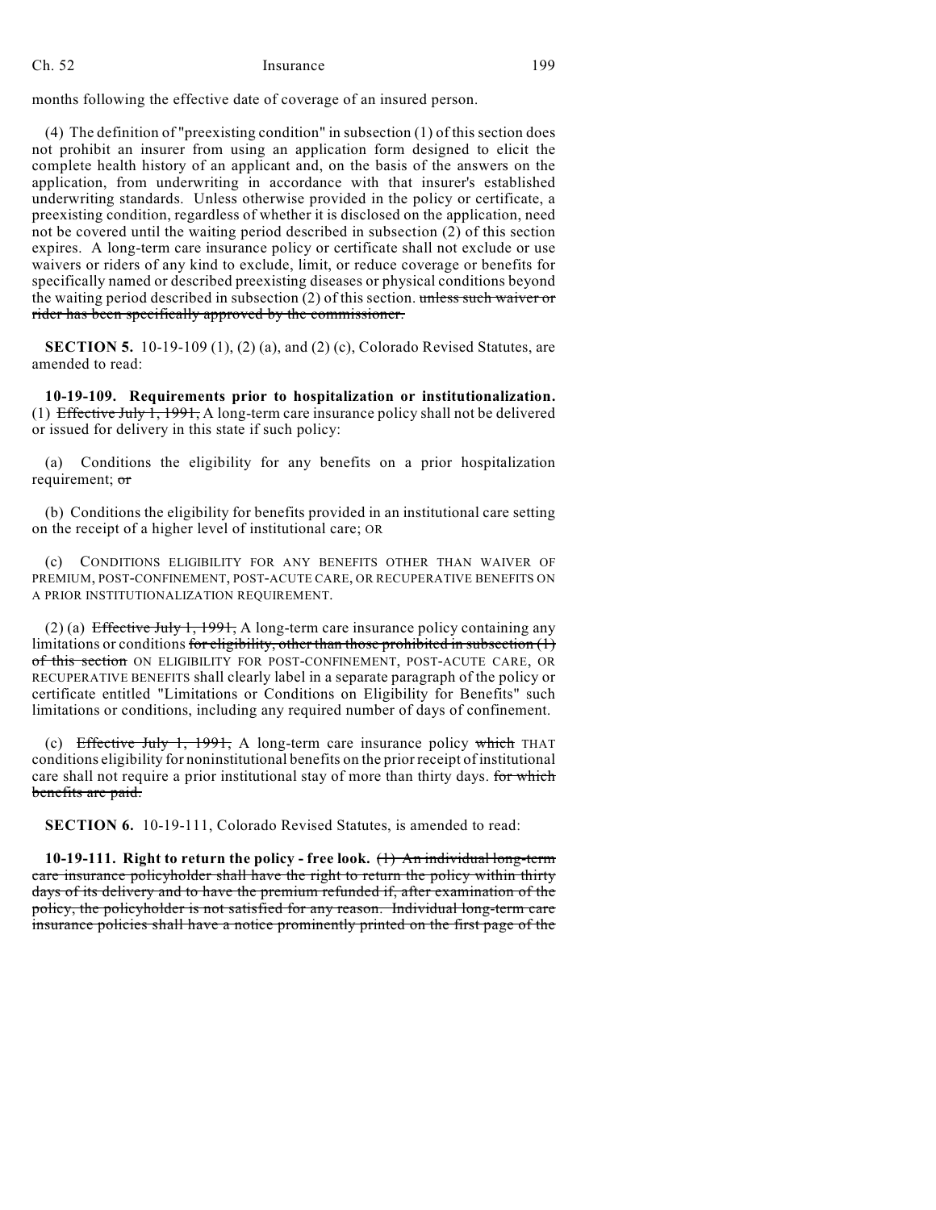months following the effective date of coverage of an insured person.

(4) The definition of "preexisting condition" in subsection (1) of this section does not prohibit an insurer from using an application form designed to elicit the complete health history of an applicant and, on the basis of the answers on the application, from underwriting in accordance with that insurer's established underwriting standards. Unless otherwise provided in the policy or certificate, a preexisting condition, regardless of whether it is disclosed on the application, need not be covered until the waiting period described in subsection (2) of this section expires. A long-term care insurance policy or certificate shall not exclude or use waivers or riders of any kind to exclude, limit, or reduce coverage or benefits for specifically named or described preexisting diseases or physical conditions beyond the waiting period described in subsection (2) of this section. ~~unless such waiver or rider has been specifically approved by the commissioner.~~

**SECTION 5.** 10-19-109 (1), (2) (a), and (2) (c), Colorado Revised Statutes, are amended to read:

**10-19-109. Requirements prior to hospitalization or institutionalization.** (1) ~~Effective July 1, 1991,~~ A long-term care insurance policy shall not be delivered or issued for delivery in this state if such policy:

(a) Conditions the eligibility for any benefits on a prior hospitalization requirement; ~~or~~

(b) Conditions the eligibility for benefits provided in an institutional care setting on the receipt of a higher level of institutional care; OR

(c) CONDITIONS ELIGIBILITY FOR ANY BENEFITS OTHER THAN WAIVER OF PREMIUM, POST-CONFINEMENT, POST-ACUTE CARE, OR RECUPERATIVE BENEFITS ON A PRIOR INSTITUTIONALIZATION REQUIREMENT.

(2) (a) ~~Effective July 1, 1991,~~ A long-term care insurance policy containing any limitations or conditions ~~for eligibility, other than those prohibited in subsection (1) of this section~~ ON ELIGIBILITY FOR POST-CONFINEMENT, POST-ACUTE CARE, OR RECUPERATIVE BENEFITS shall clearly label in a separate paragraph of the policy or certificate entitled "Limitations or Conditions on Eligibility for Benefits" such limitations or conditions, including any required number of days of confinement.

(c) ~~Effective July 1, 1991,~~ A long-term care insurance policy ~~which~~ THAT conditions eligibility for noninstitutional benefits on the prior receipt of institutional care shall not require a prior institutional stay of more than thirty days. ~~for which benefits are paid.~~

**SECTION 6.** 10-19-111, Colorado Revised Statutes, is amended to read:

**10-19-111. Right to return the policy - free look.** ~~(1) An individual long-term care insurance policyholder shall have the right to return the policy within thirty days of its delivery and to have the premium refunded if, after examination of the policy, the policyholder is not satisfied for any reason. Individual long-term care insurance policies shall have a notice prominently printed on the first page of the~~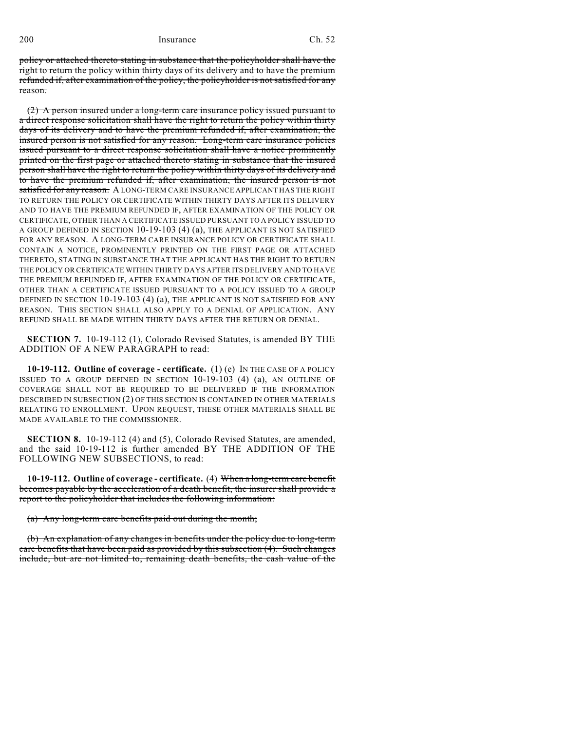policy or attached thereto stating in substance that the policyholder shall have the right to return the policy within thirty days of its delivery and to have the premium refunded if, after examination of the policy, the policyholder is not satisfied for any reason.

(2) A person insured under a long-term care insurance policy issued pursuant to a direct response solicitation shall have the right to return the policy within thirty days of its delivery and to have the premium refunded if, after examination, the insured person is not satisfied for any reason. Long-term care insurance policies issued pursuant to a direct response solicitation shall have a notice prominently printed on the first page or attached thereto stating in substance that the insured person shall have the right to return the policy within thirty days of its delivery and to have the premium refunded if, after examination, the insured person is not satisfied for any reason. A LONG-TERM CARE INSURANCE APPLICANT HAS THE RIGHT TO RETURN THE POLICY OR CERTIFICATE WITHIN THIRTY DAYS AFTER ITS DELIVERY AND TO HAVE THE PREMIUM REFUNDED IF, AFTER EXAMINATION OF THE POLICY OR CERTIFICATE, OTHER THAN A CERTIFICATE ISSUED PURSUANT TO A POLICY ISSUED TO A GROUP DEFINED IN SECTION 10-19-103 (4) (a), THE APPLICANT IS NOT SATISFIED FOR ANY REASON. A LONG-TERM CARE INSURANCE POLICY OR CERTIFICATE SHALL CONTAIN A NOTICE, PROMINENTLY PRINTED ON THE FIRST PAGE OR ATTACHED THERETO, STATING IN SUBSTANCE THAT THE APPLICANT HAS THE RIGHT TO RETURN THE POLICY OR CERTIFICATE WITHIN THIRTY DAYS AFTER ITS DELIVERY AND TO HAVE THE PREMIUM REFUNDED IF, AFTER EXAMINATION OF THE POLICY OR CERTIFICATE, OTHER THAN A CERTIFICATE ISSUED PURSUANT TO A POLICY ISSUED TO A GROUP DEFINED IN SECTION 10-19-103 (4) (a), THE APPLICANT IS NOT SATISFIED FOR ANY REASON. THIS SECTION SHALL ALSO APPLY TO A DENIAL OF APPLICATION. ANY REFUND SHALL BE MADE WITHIN THIRTY DAYS AFTER THE RETURN OR DENIAL.

**SECTION 7.** 10-19-112 (1), Colorado Revised Statutes, is amended BY THE ADDITION OF A NEW PARAGRAPH to read:

**10-19-112. Outline of coverage - certificate.** (1) (e) IN THE CASE OF A POLICY ISSUED TO A GROUP DEFINED IN SECTION 10-19-103 (4) (a), AN OUTLINE OF COVERAGE SHALL NOT BE REQUIRED TO BE DELIVERED IF THE INFORMATION DESCRIBED IN SUBSECTION (2) OF THIS SECTION IS CONTAINED IN OTHER MATERIALS RELATING TO ENROLLMENT. UPON REQUEST, THESE OTHER MATERIALS SHALL BE MADE AVAILABLE TO THE COMMISSIONER.

**SECTION 8.** 10-19-112 (4) and (5), Colorado Revised Statutes, are amended, and the said 10-19-112 is further amended BY THE ADDITION OF THE FOLLOWING NEW SUBSECTIONS, to read:

**10-19-112. Outline of coverage - certificate.** (4) When a long-term care benefit becomes payable by the acceleration of a death benefit, the insurer shall provide a report to the policyholder that includes the following information:

(a) Any long-term care benefits paid out during the month;

(b) An explanation of any changes in benefits under the policy due to long-term care benefits that have been paid as provided by this subsection (4). Such changes include, but are not limited to, remaining death benefits, the cash value of the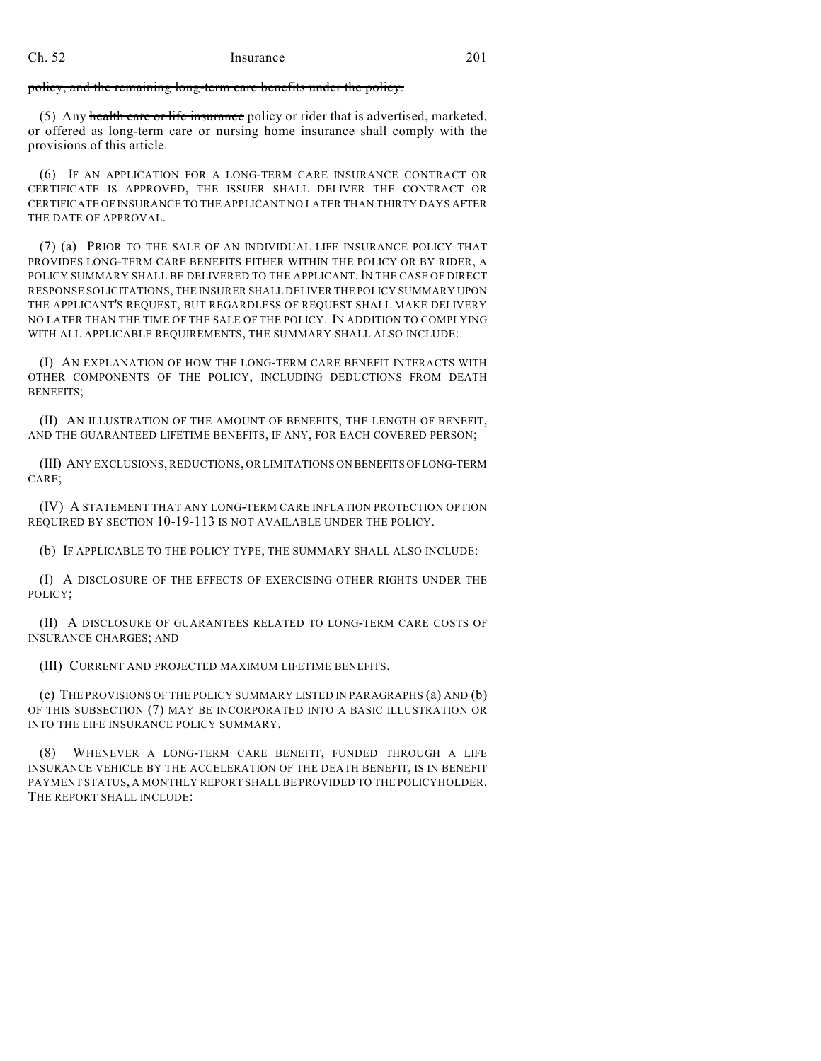~~policy, and the remaining long-term care benefits under the policy.~~

(5) Any ~~health care or life insurance~~ policy or rider that is advertised, marketed, or offered as long-term care or nursing home insurance shall comply with the provisions of this article.

(6) IF AN APPLICATION FOR A LONG-TERM CARE INSURANCE CONTRACT OR CERTIFICATE IS APPROVED, THE ISSUER SHALL DELIVER THE CONTRACT OR CERTIFICATE OF INSURANCE TO THE APPLICANT NO LATER THAN THIRTY DAYS AFTER THE DATE OF APPROVAL.

(7) (a) PRIOR TO THE SALE OF AN INDIVIDUAL LIFE INSURANCE POLICY THAT PROVIDES LONG-TERM CARE BENEFITS EITHER WITHIN THE POLICY OR BY RIDER, A POLICY SUMMARY SHALL BE DELIVERED TO THE APPLICANT. IN THE CASE OF DIRECT RESPONSE SOLICITATIONS, THE INSURER SHALL DELIVER THE POLICY SUMMARY UPON THE APPLICANT'S REQUEST, BUT REGARDLESS OF REQUEST SHALL MAKE DELIVERY NO LATER THAN THE TIME OF THE SALE OF THE POLICY. IN ADDITION TO COMPLYING WITH ALL APPLICABLE REQUIREMENTS, THE SUMMARY SHALL ALSO INCLUDE:

(I) AN EXPLANATION OF HOW THE LONG-TERM CARE BENEFIT INTERACTS WITH OTHER COMPONENTS OF THE POLICY, INCLUDING DEDUCTIONS FROM DEATH BENEFITS;

(II) AN ILLUSTRATION OF THE AMOUNT OF BENEFITS, THE LENGTH OF BENEFIT, AND THE GUARANTEED LIFETIME BENEFITS, IF ANY, FOR EACH COVERED PERSON;

(III) ANY EXCLUSIONS, REDUCTIONS, OR LIMITATIONS ON BENEFITS OF LONG-TERM CARE;

(IV) A STATEMENT THAT ANY LONG-TERM CARE INFLATION PROTECTION OPTION REQUIRED BY SECTION 10-19-113 IS NOT AVAILABLE UNDER THE POLICY.

(b) IF APPLICABLE TO THE POLICY TYPE, THE SUMMARY SHALL ALSO INCLUDE:

(I) A DISCLOSURE OF THE EFFECTS OF EXERCISING OTHER RIGHTS UNDER THE POLICY;

(II) A DISCLOSURE OF GUARANTEES RELATED TO LONG-TERM CARE COSTS OF INSURANCE CHARGES; AND

(III) CURRENT AND PROJECTED MAXIMUM LIFETIME BENEFITS.

(c) THE PROVISIONS OF THE POLICY SUMMARY LISTED IN PARAGRAPHS (a) AND (b) OF THIS SUBSECTION (7) MAY BE INCORPORATED INTO A BASIC ILLUSTRATION OR INTO THE LIFE INSURANCE POLICY SUMMARY.

(8) WHENEVER A LONG-TERM CARE BENEFIT, FUNDED THROUGH A LIFE INSURANCE VEHICLE BY THE ACCELERATION OF THE DEATH BENEFIT, IS IN BENEFIT PAYMENT STATUS, A MONTHLY REPORT SHALL BE PROVIDED TO THE POLICYHOLDER. THE REPORT SHALL INCLUDE: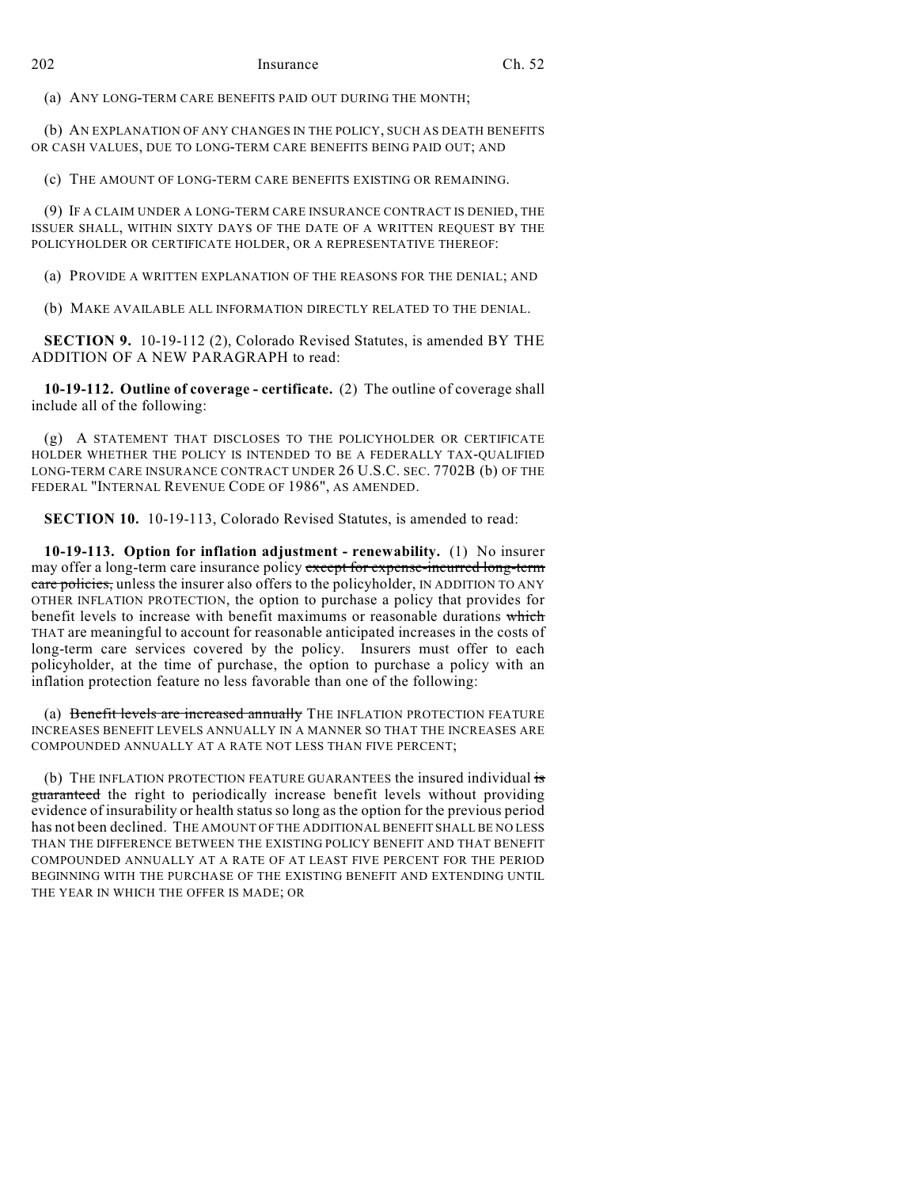(a) ANY LONG-TERM CARE BENEFITS PAID OUT DURING THE MONTH;

(b) AN EXPLANATION OF ANY CHANGES IN THE POLICY, SUCH AS DEATH BENEFITS OR CASH VALUES, DUE TO LONG-TERM CARE BENEFITS BEING PAID OUT; AND

(c) THE AMOUNT OF LONG-TERM CARE BENEFITS EXISTING OR REMAINING.

(9) IF A CLAIM UNDER A LONG-TERM CARE INSURANCE CONTRACT IS DENIED, THE ISSUER SHALL, WITHIN SIXTY DAYS OF THE DATE OF A WRITTEN REQUEST BY THE POLICYHOLDER OR CERTIFICATE HOLDER, OR A REPRESENTATIVE THEREOF:

(a) PROVIDE A WRITTEN EXPLANATION OF THE REASONS FOR THE DENIAL; AND

(b) MAKE AVAILABLE ALL INFORMATION DIRECTLY RELATED TO THE DENIAL.

**SECTION 9.** 10-19-112 (2), Colorado Revised Statutes, is amended BY THE ADDITION OF A NEW PARAGRAPH to read:

**10-19-112. Outline of coverage - certificate.** (2) The outline of coverage shall include all of the following:

(g) A STATEMENT THAT DISCLOSES TO THE POLICYHOLDER OR CERTIFICATE HOLDER WHETHER THE POLICY IS INTENDED TO BE A FEDERALLY TAX-QUALIFIED LONG-TERM CARE INSURANCE CONTRACT UNDER 26 U.S.C. SEC. 7702B (b) OF THE FEDERAL "INTERNAL REVENUE CODE OF 1986", AS AMENDED.

**SECTION 10.** 10-19-113, Colorado Revised Statutes, is amended to read:

**10-19-113. Option for inflation adjustment - renewability.** (1) No insurer may offer a long-term care insurance policy ~~except for expense-incurred long-term care policies,~~ unless the insurer also offers to the policyholder, IN ADDITION TO ANY OTHER INFLATION PROTECTION, the option to purchase a policy that provides for benefit levels to increase with benefit maximums or reasonable durations ~~which~~ THAT are meaningful to account for reasonable anticipated increases in the costs of long-term care services covered by the policy. Insurers must offer to each policyholder, at the time of purchase, the option to purchase a policy with an inflation protection feature no less favorable than one of the following:

(a) ~~Benefit levels are increased annually~~ THE INFLATION PROTECTION FEATURE INCREASES BENEFIT LEVELS ANNUALLY IN A MANNER SO THAT THE INCREASES ARE COMPOUNDED ANNUALLY AT A RATE NOT LESS THAN FIVE PERCENT;

(b) THE INFLATION PROTECTION FEATURE GUARANTEES the insured individual ~~is guaranteed~~ the right to periodically increase benefit levels without providing evidence of insurability or health status so long as the option for the previous period has not been declined. THE AMOUNT OF THE ADDITIONAL BENEFIT SHALL BE NO LESS THAN THE DIFFERENCE BETWEEN THE EXISTING POLICY BENEFIT AND THAT BENEFIT COMPOUNDED ANNUALLY AT A RATE OF AT LEAST FIVE PERCENT FOR THE PERIOD BEGINNING WITH THE PURCHASE OF THE EXISTING BENEFIT AND EXTENDING UNTIL THE YEAR IN WHICH THE OFFER IS MADE; OR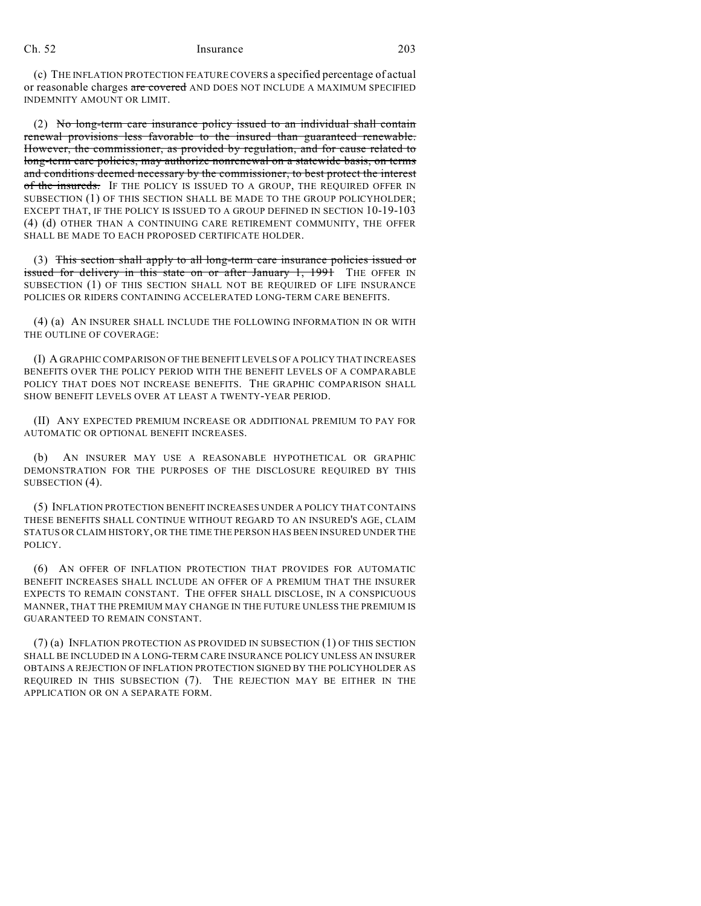(c) THE INFLATION PROTECTION FEATURE COVERS a specified percentage of actual or reasonable charges ~~are covered~~ AND DOES NOT INCLUDE A MAXIMUM SPECIFIED INDEMNITY AMOUNT OR LIMIT.

(2) ~~No long-term care insurance policy issued to an individual shall contain renewal provisions less favorable to the insured than guaranteed renewable. However, the commissioner, as provided by regulation, and for cause related to long-term care policies, may authorize nonrenewal on a statewide basis, on terms and conditions deemed necessary by the commissioner, to best protect the interest of the insureds.~~ IF THE POLICY IS ISSUED TO A GROUP, THE REQUIRED OFFER IN SUBSECTION (1) OF THIS SECTION SHALL BE MADE TO THE GROUP POLICYHOLDER; EXCEPT THAT, IF THE POLICY IS ISSUED TO A GROUP DEFINED IN SECTION 10-19-103 (4) (d) OTHER THAN A CONTINUING CARE RETIREMENT COMMUNITY, THE OFFER SHALL BE MADE TO EACH PROPOSED CERTIFICATE HOLDER.

(3) ~~This section shall apply to all long-term care insurance policies issued or issued for delivery in this state on or after January 1, 1991~~ THE OFFER IN SUBSECTION (1) OF THIS SECTION SHALL NOT BE REQUIRED OF LIFE INSURANCE POLICIES OR RIDERS CONTAINING ACCELERATED LONG-TERM CARE BENEFITS.

(4) (a) AN INSURER SHALL INCLUDE THE FOLLOWING INFORMATION IN OR WITH THE OUTLINE OF COVERAGE:

(I) A GRAPHIC COMPARISON OF THE BENEFIT LEVELS OF A POLICY THAT INCREASES BENEFITS OVER THE POLICY PERIOD WITH THE BENEFIT LEVELS OF A COMPARABLE POLICY THAT DOES NOT INCREASE BENEFITS. THE GRAPHIC COMPARISON SHALL SHOW BENEFIT LEVELS OVER AT LEAST A TWENTY-YEAR PERIOD.

(II) ANY EXPECTED PREMIUM INCREASE OR ADDITIONAL PREMIUM TO PAY FOR AUTOMATIC OR OPTIONAL BENEFIT INCREASES.

(b) AN INSURER MAY USE A REASONABLE HYPOTHETICAL OR GRAPHIC DEMONSTRATION FOR THE PURPOSES OF THE DISCLOSURE REQUIRED BY THIS SUBSECTION (4).

(5) INFLATION PROTECTION BENEFIT INCREASES UNDER A POLICY THAT CONTAINS THESE BENEFITS SHALL CONTINUE WITHOUT REGARD TO AN INSURED'S AGE, CLAIM STATUS OR CLAIM HISTORY, OR THE TIME THE PERSON HAS BEEN INSURED UNDER THE POLICY.

(6) AN OFFER OF INFLATION PROTECTION THAT PROVIDES FOR AUTOMATIC BENEFIT INCREASES SHALL INCLUDE AN OFFER OF A PREMIUM THAT THE INSURER EXPECTS TO REMAIN CONSTANT. THE OFFER SHALL DISCLOSE, IN A CONSPICUOUS MANNER, THAT THE PREMIUM MAY CHANGE IN THE FUTURE UNLESS THE PREMIUM IS GUARANTEED TO REMAIN CONSTANT.

(7) (a) INFLATION PROTECTION AS PROVIDED IN SUBSECTION (1) OF THIS SECTION SHALL BE INCLUDED IN A LONG-TERM CARE INSURANCE POLICY UNLESS AN INSURER OBTAINS A REJECTION OF INFLATION PROTECTION SIGNED BY THE POLICYHOLDER AS REQUIRED IN THIS SUBSECTION (7). THE REJECTION MAY BE EITHER IN THE APPLICATION OR ON A SEPARATE FORM.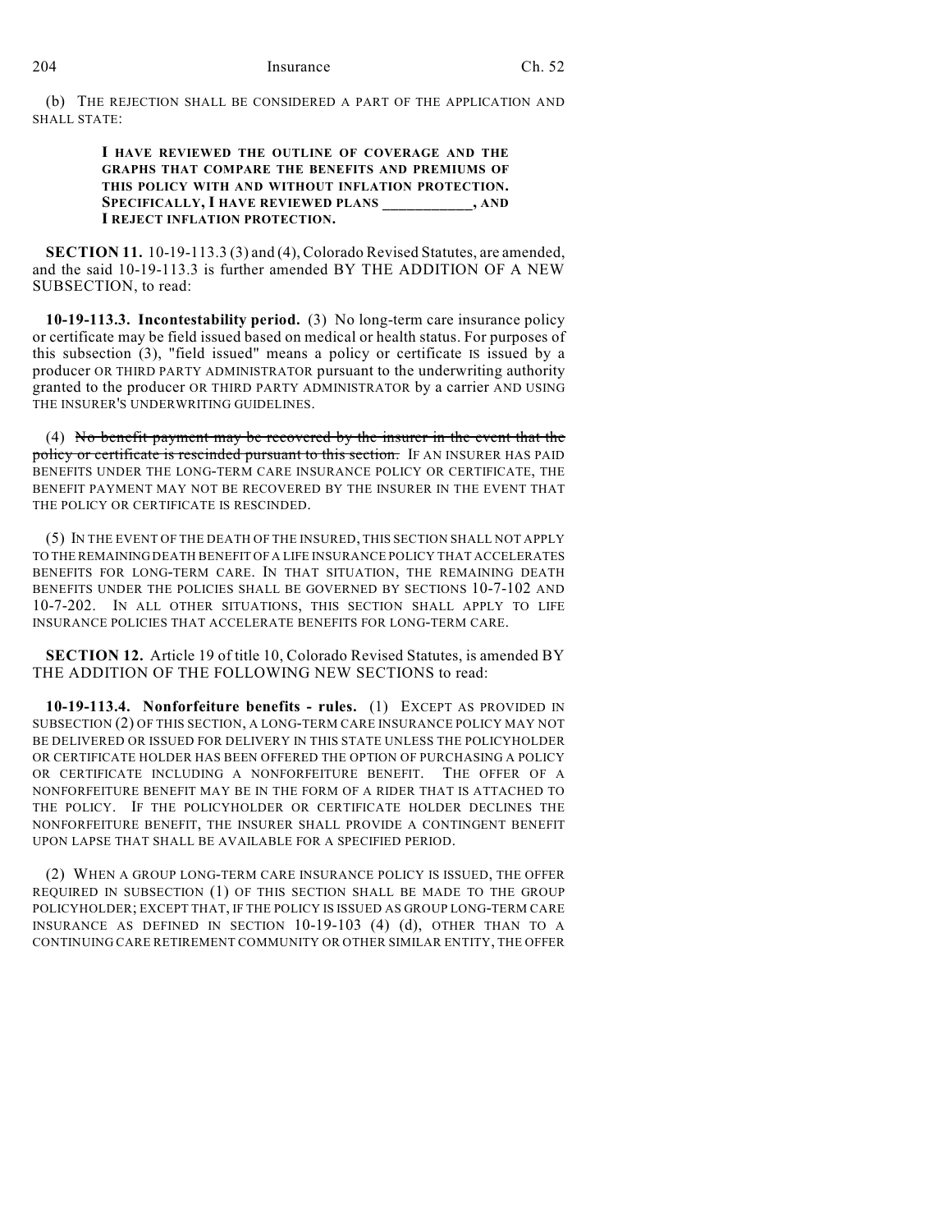(b) THE REJECTION SHALL BE CONSIDERED A PART OF THE APPLICATION AND SHALL STATE:

> **I HAVE REVIEWED THE OUTLINE OF COVERAGE AND THE GRAPHS THAT COMPARE THE BENEFITS AND PREMIUMS OF THIS POLICY WITH AND WITHOUT INFLATION PROTECTION. SPECIFICALLY, I HAVE REVIEWED PLANS ___________, AND I REJECT INFLATION PROTECTION.**

**SECTION 11.** 10-19-113.3 (3) and (4), Colorado Revised Statutes, are amended, and the said 10-19-113.3 is further amended BY THE ADDITION OF A NEW SUBSECTION, to read:

**10-19-113.3. Incontestability period.** (3) No long-term care insurance policy or certificate may be field issued based on medical or health status. For purposes of this subsection (3), "field issued" means a policy or certificate IS issued by a producer OR THIRD PARTY ADMINISTRATOR pursuant to the underwriting authority granted to the producer OR THIRD PARTY ADMINISTRATOR by a carrier AND USING THE INSURER'S UNDERWRITING GUIDELINES.

(4) ~~No benefit payment may be recovered by the insurer in the event that the policy or certificate is rescinded pursuant to this section.~~ IF AN INSURER HAS PAID BENEFITS UNDER THE LONG-TERM CARE INSURANCE POLICY OR CERTIFICATE, THE BENEFIT PAYMENT MAY NOT BE RECOVERED BY THE INSURER IN THE EVENT THAT THE POLICY OR CERTIFICATE IS RESCINDED.

(5) IN THE EVENT OF THE DEATH OF THE INSURED, THIS SECTION SHALL NOT APPLY TO THE REMAINING DEATH BENEFIT OF A LIFE INSURANCE POLICY THAT ACCELERATES BENEFITS FOR LONG-TERM CARE. IN THAT SITUATION, THE REMAINING DEATH BENEFITS UNDER THE POLICIES SHALL BE GOVERNED BY SECTIONS 10-7-102 AND 10-7-202. IN ALL OTHER SITUATIONS, THIS SECTION SHALL APPLY TO LIFE INSURANCE POLICIES THAT ACCELERATE BENEFITS FOR LONG-TERM CARE.

**SECTION 12.** Article 19 of title 10, Colorado Revised Statutes, is amended BY THE ADDITION OF THE FOLLOWING NEW SECTIONS to read:

**10-19-113.4. Nonforfeiture benefits - rules.** (1) EXCEPT AS PROVIDED IN SUBSECTION (2) OF THIS SECTION, A LONG-TERM CARE INSURANCE POLICY MAY NOT BE DELIVERED OR ISSUED FOR DELIVERY IN THIS STATE UNLESS THE POLICYHOLDER OR CERTIFICATE HOLDER HAS BEEN OFFERED THE OPTION OF PURCHASING A POLICY OR CERTIFICATE INCLUDING A NONFORFEITURE BENEFIT. THE OFFER OF A NONFORFEITURE BENEFIT MAY BE IN THE FORM OF A RIDER THAT IS ATTACHED TO THE POLICY. IF THE POLICYHOLDER OR CERTIFICATE HOLDER DECLINES THE NONFORFEITURE BENEFIT, THE INSURER SHALL PROVIDE A CONTINGENT BENEFIT UPON LAPSE THAT SHALL BE AVAILABLE FOR A SPECIFIED PERIOD.

(2) WHEN A GROUP LONG-TERM CARE INSURANCE POLICY IS ISSUED, THE OFFER REQUIRED IN SUBSECTION (1) OF THIS SECTION SHALL BE MADE TO THE GROUP POLICYHOLDER; EXCEPT THAT, IF THE POLICY IS ISSUED AS GROUP LONG-TERM CARE INSURANCE AS DEFINED IN SECTION 10-19-103 (4) (d), OTHER THAN TO A CONTINUING CARE RETIREMENT COMMUNITY OR OTHER SIMILAR ENTITY, THE OFFER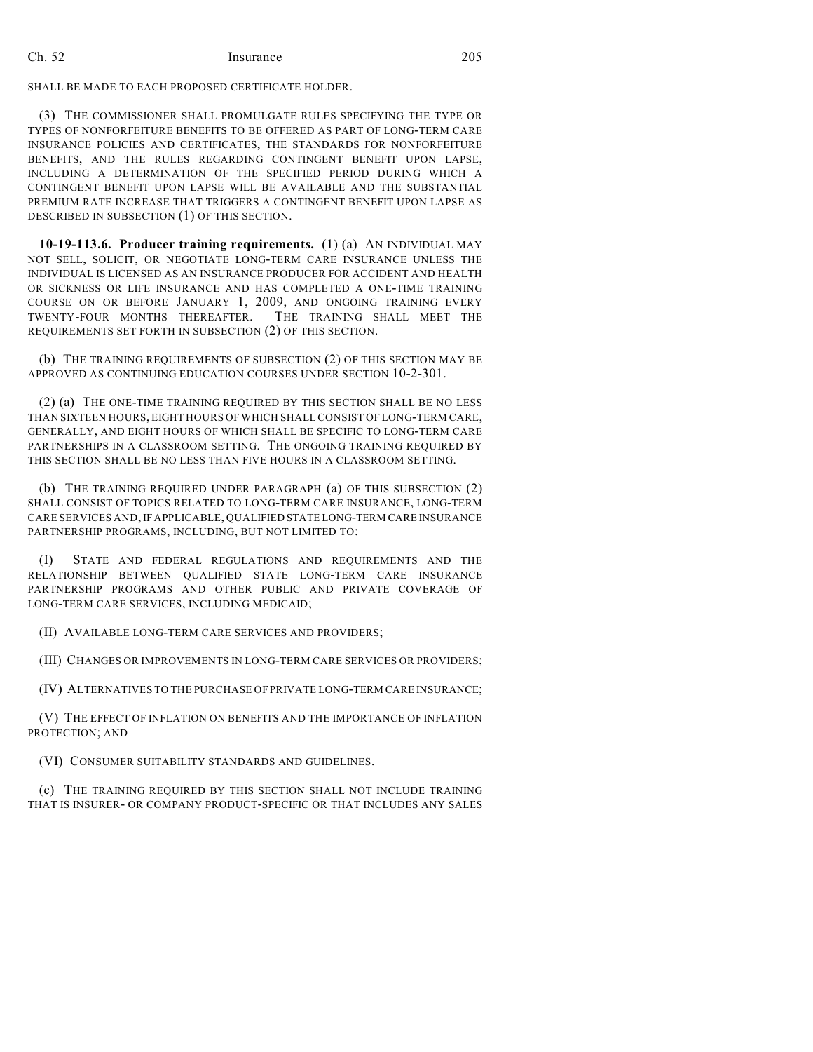SHALL BE MADE TO EACH PROPOSED CERTIFICATE HOLDER.

(3) THE COMMISSIONER SHALL PROMULGATE RULES SPECIFYING THE TYPE OR TYPES OF NONFORFEITURE BENEFITS TO BE OFFERED AS PART OF LONG-TERM CARE INSURANCE POLICIES AND CERTIFICATES, THE STANDARDS FOR NONFORFEITURE BENEFITS, AND THE RULES REGARDING CONTINGENT BENEFIT UPON LAPSE, INCLUDING A DETERMINATION OF THE SPECIFIED PERIOD DURING WHICH A CONTINGENT BENEFIT UPON LAPSE WILL BE AVAILABLE AND THE SUBSTANTIAL PREMIUM RATE INCREASE THAT TRIGGERS A CONTINGENT BENEFIT UPON LAPSE AS DESCRIBED IN SUBSECTION (1) OF THIS SECTION.

**10-19-113.6. Producer training requirements.** (1) (a) AN INDIVIDUAL MAY NOT SELL, SOLICIT, OR NEGOTIATE LONG-TERM CARE INSURANCE UNLESS THE INDIVIDUAL IS LICENSED AS AN INSURANCE PRODUCER FOR ACCIDENT AND HEALTH OR SICKNESS OR LIFE INSURANCE AND HAS COMPLETED A ONE-TIME TRAINING COURSE ON OR BEFORE JANUARY 1, 2009, AND ONGOING TRAINING EVERY TWENTY-FOUR MONTHS THEREAFTER. THE TRAINING SHALL MEET THE REQUIREMENTS SET FORTH IN SUBSECTION (2) OF THIS SECTION.

(b) THE TRAINING REQUIREMENTS OF SUBSECTION (2) OF THIS SECTION MAY BE APPROVED AS CONTINUING EDUCATION COURSES UNDER SECTION 10-2-301.

(2) (a) THE ONE-TIME TRAINING REQUIRED BY THIS SECTION SHALL BE NO LESS THAN SIXTEEN HOURS, EIGHT HOURS OF WHICH SHALL CONSIST OF LONG-TERM CARE, GENERALLY, AND EIGHT HOURS OF WHICH SHALL BE SPECIFIC TO LONG-TERM CARE PARTNERSHIPS IN A CLASSROOM SETTING. THE ONGOING TRAINING REQUIRED BY THIS SECTION SHALL BE NO LESS THAN FIVE HOURS IN A CLASSROOM SETTING.

(b) THE TRAINING REQUIRED UNDER PARAGRAPH (a) OF THIS SUBSECTION (2) SHALL CONSIST OF TOPICS RELATED TO LONG-TERM CARE INSURANCE, LONG-TERM CARE SERVICES AND, IF APPLICABLE, QUALIFIED STATE LONG-TERM CARE INSURANCE PARTNERSHIP PROGRAMS, INCLUDING, BUT NOT LIMITED TO:

(I) STATE AND FEDERAL REGULATIONS AND REQUIREMENTS AND THE RELATIONSHIP BETWEEN QUALIFIED STATE LONG-TERM CARE INSURANCE PARTNERSHIP PROGRAMS AND OTHER PUBLIC AND PRIVATE COVERAGE OF LONG-TERM CARE SERVICES, INCLUDING MEDICAID;

(II) AVAILABLE LONG-TERM CARE SERVICES AND PROVIDERS;

(III) CHANGES OR IMPROVEMENTS IN LONG-TERM CARE SERVICES OR PROVIDERS;

(IV) ALTERNATIVES TO THE PURCHASE OF PRIVATE LONG-TERM CARE INSURANCE;

(V) THE EFFECT OF INFLATION ON BENEFITS AND THE IMPORTANCE OF INFLATION PROTECTION; AND

(VI) CONSUMER SUITABILITY STANDARDS AND GUIDELINES.

(c) THE TRAINING REQUIRED BY THIS SECTION SHALL NOT INCLUDE TRAINING THAT IS INSURER- OR COMPANY PRODUCT-SPECIFIC OR THAT INCLUDES ANY SALES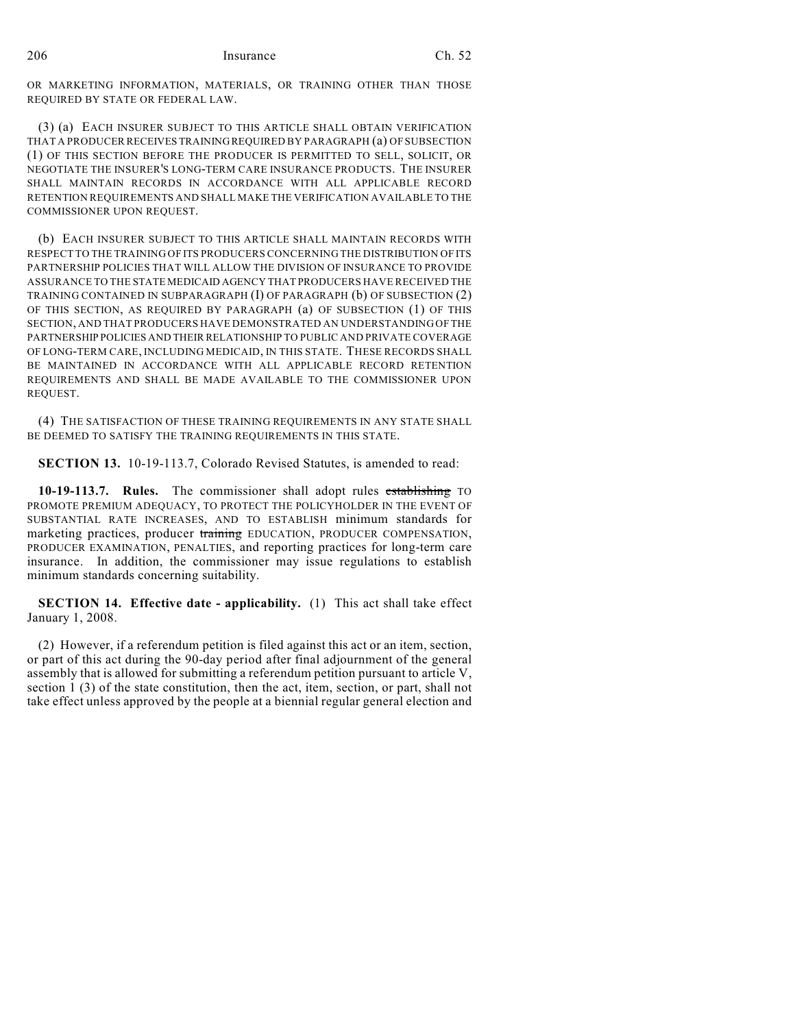OR MARKETING INFORMATION, MATERIALS, OR TRAINING OTHER THAN THOSE REQUIRED BY STATE OR FEDERAL LAW.

(3) (a) EACH INSURER SUBJECT TO THIS ARTICLE SHALL OBTAIN VERIFICATION THAT A PRODUCER RECEIVES TRAINING REQUIRED BY PARAGRAPH (a) OF SUBSECTION (1) OF THIS SECTION BEFORE THE PRODUCER IS PERMITTED TO SELL, SOLICIT, OR NEGOTIATE THE INSURER'S LONG-TERM CARE INSURANCE PRODUCTS. THE INSURER SHALL MAINTAIN RECORDS IN ACCORDANCE WITH ALL APPLICABLE RECORD RETENTION REQUIREMENTS AND SHALL MAKE THE VERIFICATION AVAILABLE TO THE COMMISSIONER UPON REQUEST.

(b) EACH INSURER SUBJECT TO THIS ARTICLE SHALL MAINTAIN RECORDS WITH RESPECT TO THE TRAINING OF ITS PRODUCERS CONCERNING THE DISTRIBUTION OF ITS PARTNERSHIP POLICIES THAT WILL ALLOW THE DIVISION OF INSURANCE TO PROVIDE ASSURANCE TO THE STATE MEDICAID AGENCY THAT PRODUCERS HAVE RECEIVED THE TRAINING CONTAINED IN SUBPARAGRAPH (I) OF PARAGRAPH (b) OF SUBSECTION (2) OF THIS SECTION, AS REQUIRED BY PARAGRAPH (a) OF SUBSECTION (1) OF THIS SECTION, AND THAT PRODUCERS HAVE DEMONSTRATED AN UNDERSTANDING OF THE PARTNERSHIP POLICIES AND THEIR RELATIONSHIP TO PUBLIC AND PRIVATE COVERAGE OF LONG-TERM CARE, INCLUDING MEDICAID, IN THIS STATE. THESE RECORDS SHALL BE MAINTAINED IN ACCORDANCE WITH ALL APPLICABLE RECORD RETENTION REQUIREMENTS AND SHALL BE MADE AVAILABLE TO THE COMMISSIONER UPON REQUEST.

(4) THE SATISFACTION OF THESE TRAINING REQUIREMENTS IN ANY STATE SHALL BE DEEMED TO SATISFY THE TRAINING REQUIREMENTS IN THIS STATE.

**SECTION 13.** 10-19-113.7, Colorado Revised Statutes, is amended to read:

**10-19-113.7. Rules.** The commissioner shall adopt rules ~~establishing~~ TO PROMOTE PREMIUM ADEQUACY, TO PROTECT THE POLICYHOLDER IN THE EVENT OF SUBSTANTIAL RATE INCREASES, AND TO ESTABLISH minimum standards for marketing practices, producer ~~training~~ EDUCATION, PRODUCER COMPENSATION, PRODUCER EXAMINATION, PENALTIES, and reporting practices for long-term care insurance. In addition, the commissioner may issue regulations to establish minimum standards concerning suitability.

**SECTION 14. Effective date - applicability.** (1) This act shall take effect January 1, 2008.

(2) However, if a referendum petition is filed against this act or an item, section, or part of this act during the 90-day period after final adjournment of the general assembly that is allowed for submitting a referendum petition pursuant to article V, section 1 (3) of the state constitution, then the act, item, section, or part, shall not take effect unless approved by the people at a biennial regular general election and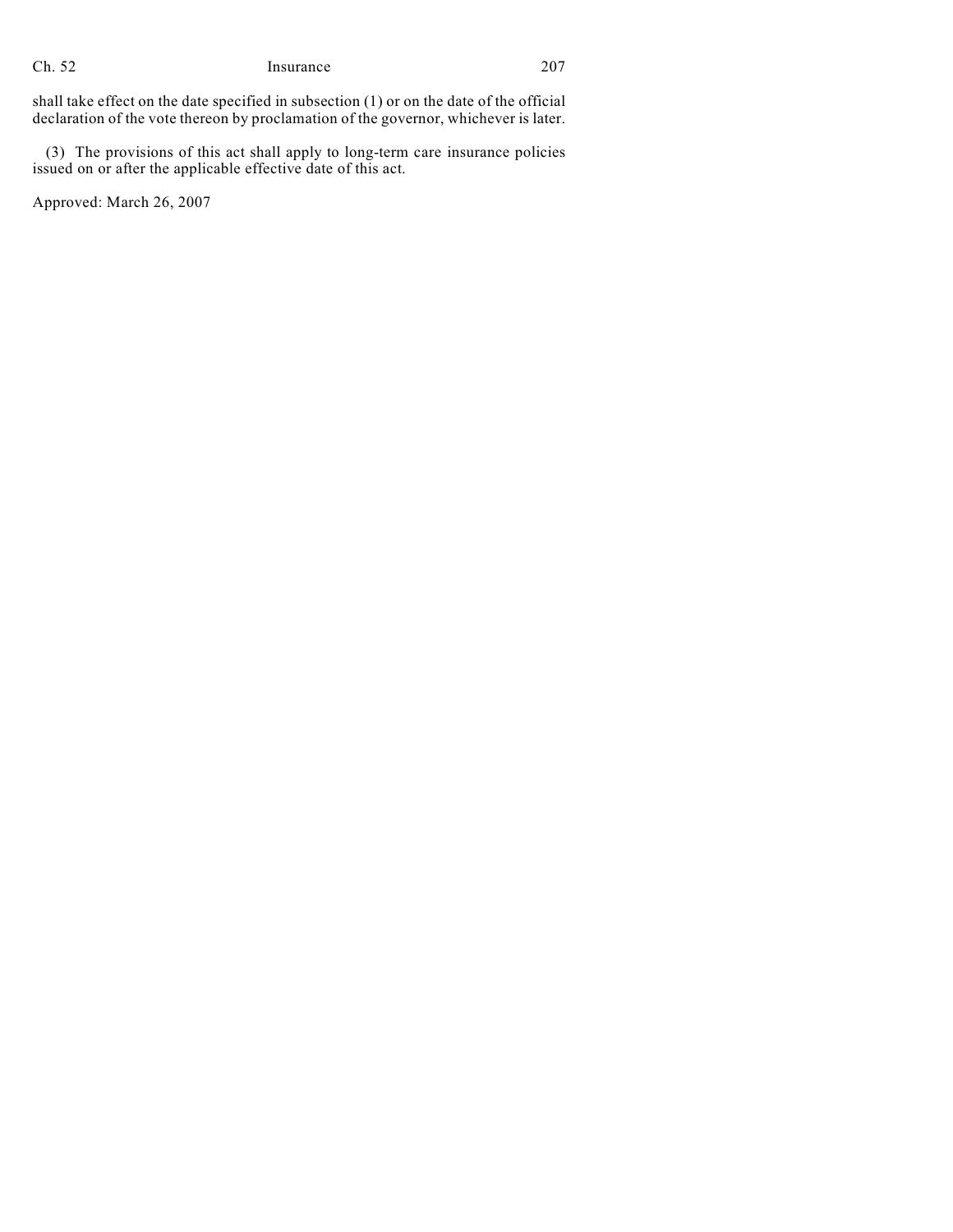shall take effect on the date specified in subsection (1) or on the date of the official declaration of the vote thereon by proclamation of the governor, whichever is later.

(3) The provisions of this act shall apply to long-term care insurance policies issued on or after the applicable effective date of this act.

Approved: March 26, 2007